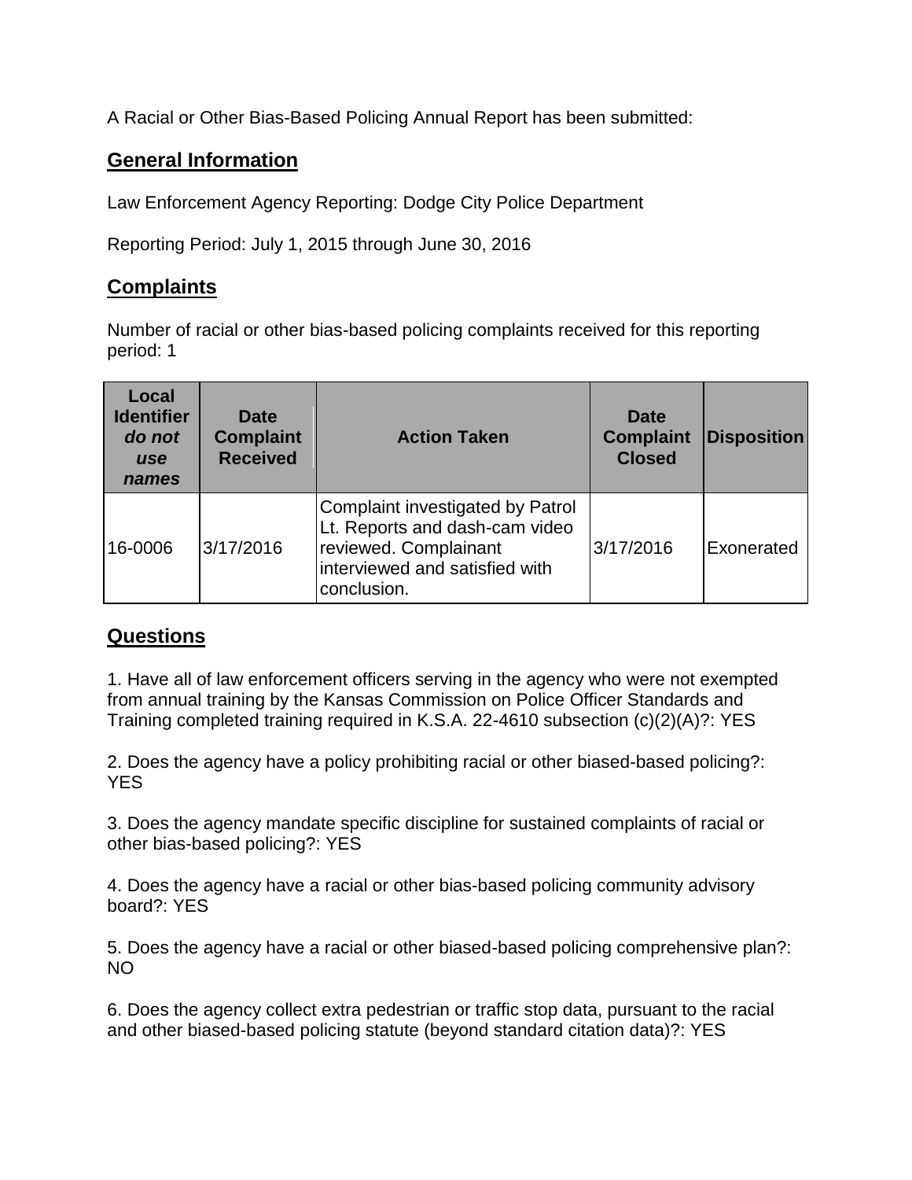A Racial or Other Bias-Based Policing Annual Report has been submitted:

## General Information

Law Enforcement Agency Reporting: Dodge City Police Department

Reporting Period: July 1, 2015 through June 30, 2016

## Complaints

Number of racial or other bias-based policing complaints received for this reporting period: 1

| Local Identifier *do not use names* | Date Complaint Received | Action Taken | Date Complaint Closed | Disposition |
|---|---|---|---|---|
| 16-0006 | 3/17/2016 | Complaint investigated by Patrol Lt. Reports and dash-cam video reviewed. Complainant interviewed and satisfied with conclusion. | 3/17/2016 | Exonerated |

## Questions

1. Have all of law enforcement officers serving in the agency who were not exempted from annual training by the Kansas Commission on Police Officer Standards and Training completed training required in K.S.A. 22-4610 subsection (c)(2)(A)?: YES

2. Does the agency have a policy prohibiting racial or other biased-based policing?: YES

3. Does the agency mandate specific discipline for sustained complaints of racial or other bias-based policing?: YES

4. Does the agency have a racial or other bias-based policing community advisory board?: YES

5. Does the agency have a racial or other biased-based policing comprehensive plan?: NO

6. Does the agency collect extra pedestrian or traffic stop data, pursuant to the racial and other biased-based policing statute (beyond standard citation data)?: YES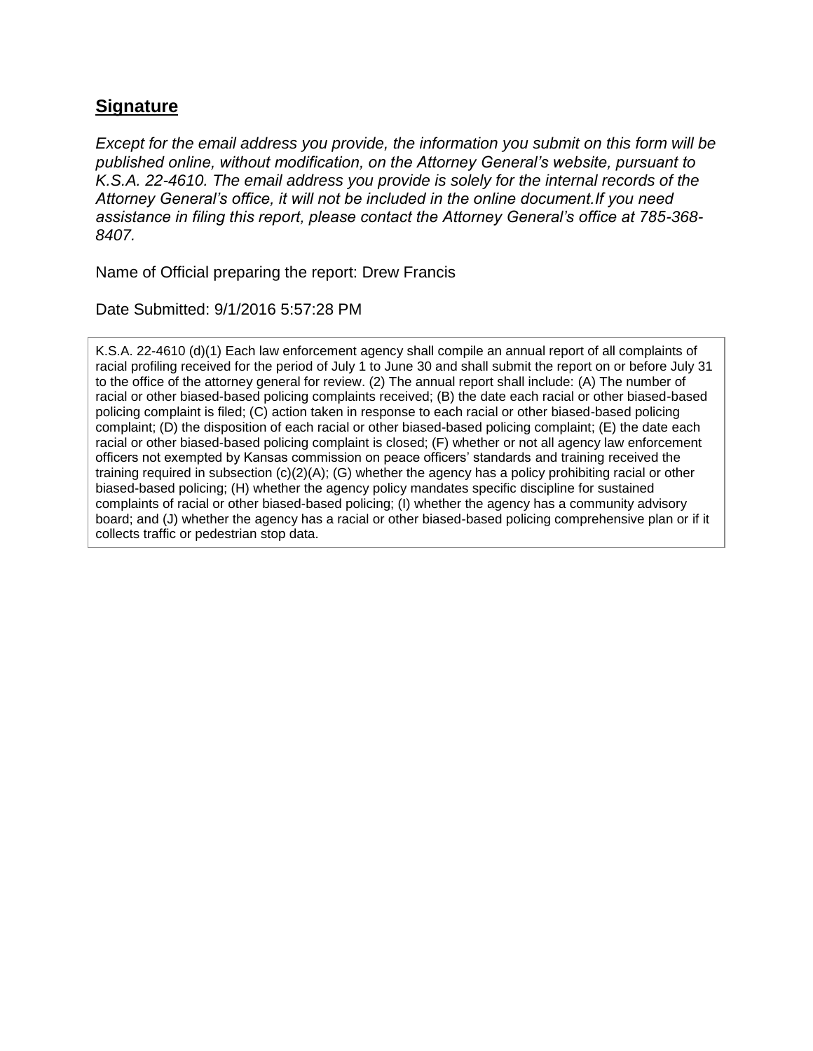## **Signature**

*Except for the email address you provide, the information you submit on this form will be published online, without modification, on the Attorney General's website, pursuant to K.S.A. 22-4610. The email address you provide is solely for the internal records of the Attorney General's office, it will not be included in the online document.If you need assistance in filing this report, please contact the Attorney General's office at 785-368-8407.*

Name of Official preparing the report: Drew Francis

Date Submitted: 9/1/2016 5:57:28 PM

K.S.A. 22-4610 (d)(1) Each law enforcement agency shall compile an annual report of all complaints of racial profiling received for the period of July 1 to June 30 and shall submit the report on or before July 31 to the office of the attorney general for review. (2) The annual report shall include: (A) The number of racial or other biased-based policing complaints received; (B) the date each racial or other biased-based policing complaint is filed; (C) action taken in response to each racial or other biased-based policing complaint; (D) the disposition of each racial or other biased-based policing complaint; (E) the date each racial or other biased-based policing complaint is closed; (F) whether or not all agency law enforcement officers not exempted by Kansas commission on peace officers' standards and training received the training required in subsection (c)(2)(A); (G) whether the agency has a policy prohibiting racial or other biased-based policing; (H) whether the agency policy mandates specific discipline for sustained complaints of racial or other biased-based policing; (I) whether the agency has a community advisory board; and (J) whether the agency has a racial or other biased-based policing comprehensive plan or if it collects traffic or pedestrian stop data.